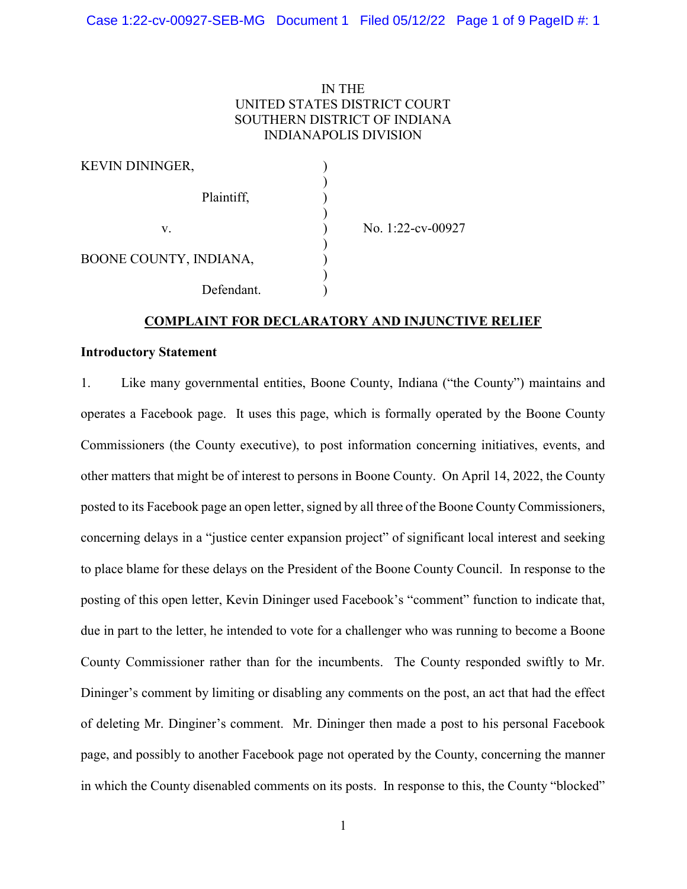IN THE
UNITED STATES DISTRICT COURT
SOUTHERN DISTRICT OF INDIANA
INDIANAPOLIS DIVISION

| | | |
|---|---|---|
| KEVIN DININGER, | ) | |
| | ) | |
| Plaintiff, | ) | |
| | ) | |
| v. | ) | No. 1:22-cv-00927 |
| | ) | |
| BOONE COUNTY, INDIANA, | ) | |
| | ) | |
| Defendant. | ) | |

**COMPLAINT FOR DECLARATORY AND INJUNCTIVE RELIEF**

**Introductory Statement**

1. Like many governmental entities, Boone County, Indiana ("the County") maintains and operates a Facebook page. It uses this page, which is formally operated by the Boone County Commissioners (the County executive), to post information concerning initiatives, events, and other matters that might be of interest to persons in Boone County. On April 14, 2022, the County posted to its Facebook page an open letter, signed by all three of the Boone County Commissioners, concerning delays in a "justice center expansion project" of significant local interest and seeking to place blame for these delays on the President of the Boone County Council. In response to the posting of this open letter, Kevin Dininger used Facebook's "comment" function to indicate that, due in part to the letter, he intended to vote for a challenger who was running to become a Boone County Commissioner rather than for the incumbents. The County responded swiftly to Mr. Dininger's comment by limiting or disabling any comments on the post, an act that had the effect of deleting Mr. Dinginer's comment. Mr. Dininger then made a post to his personal Facebook page, and possibly to another Facebook page not operated by the County, concerning the manner in which the County disenabled comments on its posts. In response to this, the County "blocked"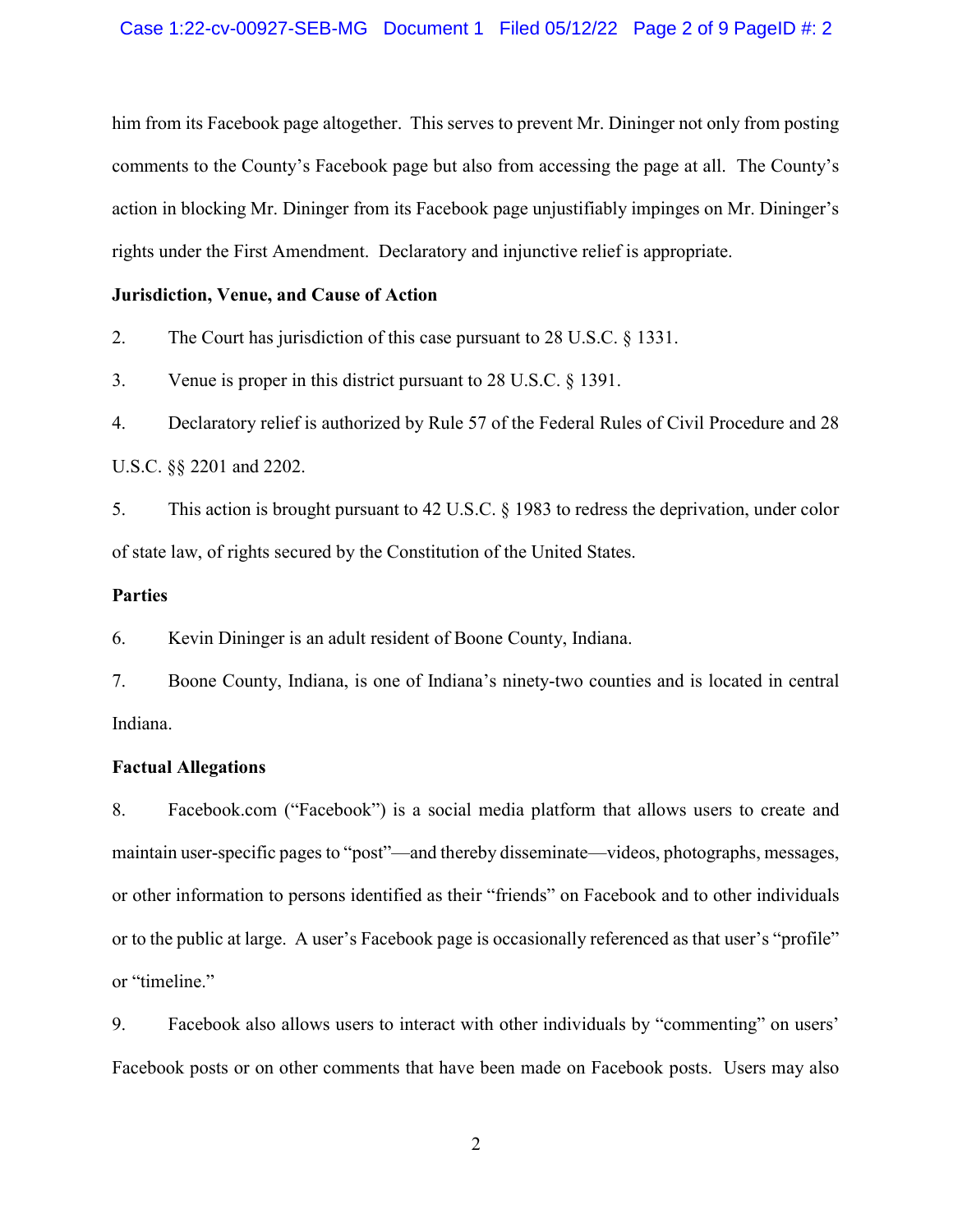him from its Facebook page altogether. This serves to prevent Mr. Dininger not only from posting comments to the County's Facebook page but also from accessing the page at all. The County's action in blocking Mr. Dininger from its Facebook page unjustifiably impinges on Mr. Dininger's rights under the First Amendment. Declaratory and injunctive relief is appropriate.

**Jurisdiction, Venue, and Cause of Action**

2. The Court has jurisdiction of this case pursuant to 28 U.S.C. § 1331.

3. Venue is proper in this district pursuant to 28 U.S.C. § 1391.

4. Declaratory relief is authorized by Rule 57 of the Federal Rules of Civil Procedure and 28 U.S.C. §§ 2201 and 2202.

5. This action is brought pursuant to 42 U.S.C. § 1983 to redress the deprivation, under color of state law, of rights secured by the Constitution of the United States.

**Parties**

6. Kevin Dininger is an adult resident of Boone County, Indiana.

7. Boone County, Indiana, is one of Indiana's ninety-two counties and is located in central Indiana.

**Factual Allegations**

8. Facebook.com ("Facebook") is a social media platform that allows users to create and maintain user-specific pages to "post"—and thereby disseminate—videos, photographs, messages, or other information to persons identified as their "friends" on Facebook and to other individuals or to the public at large. A user's Facebook page is occasionally referenced as that user's "profile" or "timeline."

9. Facebook also allows users to interact with other individuals by "commenting" on users' Facebook posts or on other comments that have been made on Facebook posts. Users may also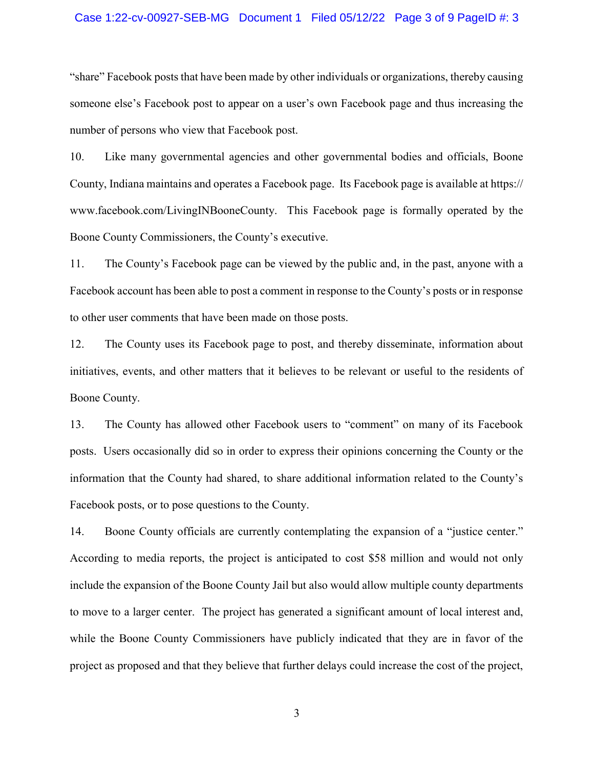"share" Facebook posts that have been made by other individuals or organizations, thereby causing someone else's Facebook post to appear on a user's own Facebook page and thus increasing the number of persons who view that Facebook post.

10. Like many governmental agencies and other governmental bodies and officials, Boone County, Indiana maintains and operates a Facebook page. Its Facebook page is available at https://www.facebook.com/LivingINBooneCounty. This Facebook page is formally operated by the Boone County Commissioners, the County's executive.

11. The County's Facebook page can be viewed by the public and, in the past, anyone with a Facebook account has been able to post a comment in response to the County's posts or in response to other user comments that have been made on those posts.

12. The County uses its Facebook page to post, and thereby disseminate, information about initiatives, events, and other matters that it believes to be relevant or useful to the residents of Boone County.

13. The County has allowed other Facebook users to "comment" on many of its Facebook posts. Users occasionally did so in order to express their opinions concerning the County or the information that the County had shared, to share additional information related to the County's Facebook posts, or to pose questions to the County.

14. Boone County officials are currently contemplating the expansion of a "justice center." According to media reports, the project is anticipated to cost $58 million and would not only include the expansion of the Boone County Jail but also would allow multiple county departments to move to a larger center. The project has generated a significant amount of local interest and, while the Boone County Commissioners have publicly indicated that they are in favor of the project as proposed and that they believe that further delays could increase the cost of the project,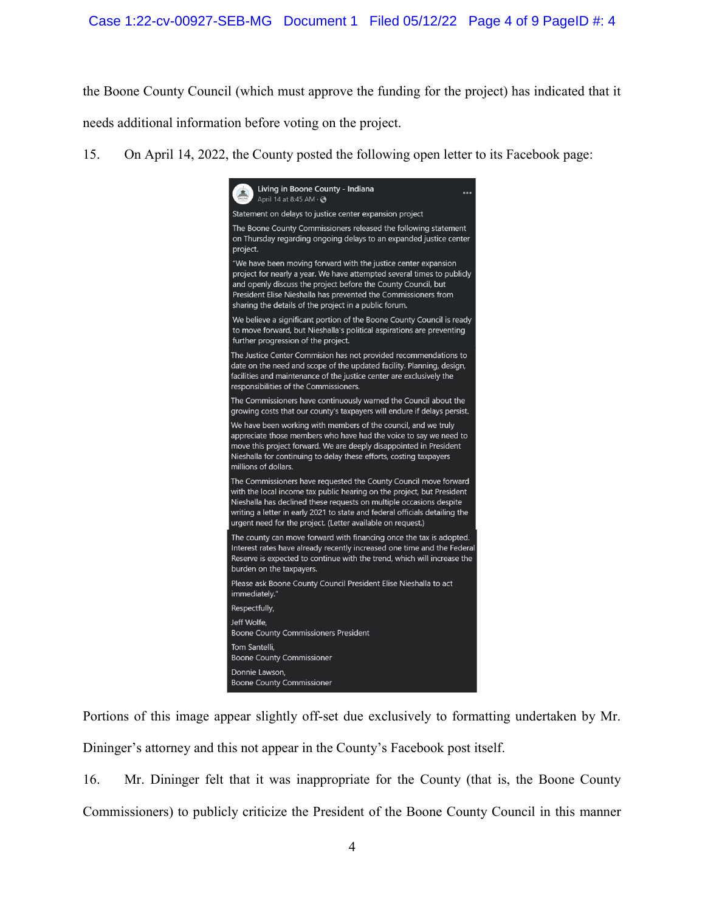the Boone County Council (which must approve the funding for the project) has indicated that it needs additional information before voting on the project.

15. On April 14, 2022, the County posted the following open letter to its Facebook page:

> **Living in Boone County - Indiana**
> April 14 at 8:45 AM ·
>
> Statement on delays to justice center expansion project
>
> The Boone County Commissioners released the following statement on Thursday regarding ongoing delays to an expanded justice center project.
>
> "We have been moving forward with the justice center expansion project for nearly a year. We have attempted several times to publicly and openly discuss the project before the County Council, but President Elise Nieshalla has prevented the Commissioners from sharing the details of the project in a public forum.
>
> We believe a significant portion of the Boone County Council is ready to move forward, but Nieshalla's political aspirations are preventing further progression of the project.
>
> The Justice Center Commision has not provided recommendations to date on the need and scope of the updated facility. Planning, design, facilities and maintenance of the justice center are exclusively the responsibilities of the Commissioners.
>
> The Commissioners have continuously warned the Council about the growing costs that our county's taxpayers will endure if delays persist.
>
> We have been working with members of the council, and we truly appreciate those members who have had the voice to say we need to move this project forward. We are deeply disappointed in President Nieshalla for continuing to delay these efforts, costing taxpayers millions of dollars.
>
> The Commissioners have requested the County Council move forward with the local income tax public hearing on the project, but President Nieshalla has declined these requests on multiple occasions despite writing a letter in early 2021 to state and federal officials detailing the urgent need for the project. (Letter available on request.)
>
> The county can move forward with financing once the tax is adopted. Interest rates have already recently increased one time and the Federal Reserve is expected to continue with the trend, which will increase the burden on the taxpayers.
>
> Please ask Boone County Council President Elise Nieshalla to act immediately."
>
> Respectfully,
>
> Jeff Wolfe,
> Boone County Commissioners President
>
> Tom Santelli,
> Boone County Commissioner
>
> Donnie Lawson,
> Boone County Commissioner

Portions of this image appear slightly off-set due exclusively to formatting undertaken by Mr. Dininger's attorney and this not appear in the County's Facebook post itself.

16. Mr. Dininger felt that it was inappropriate for the County (that is, the Boone County Commissioners) to publicly criticize the President of the Boone County Council in this manner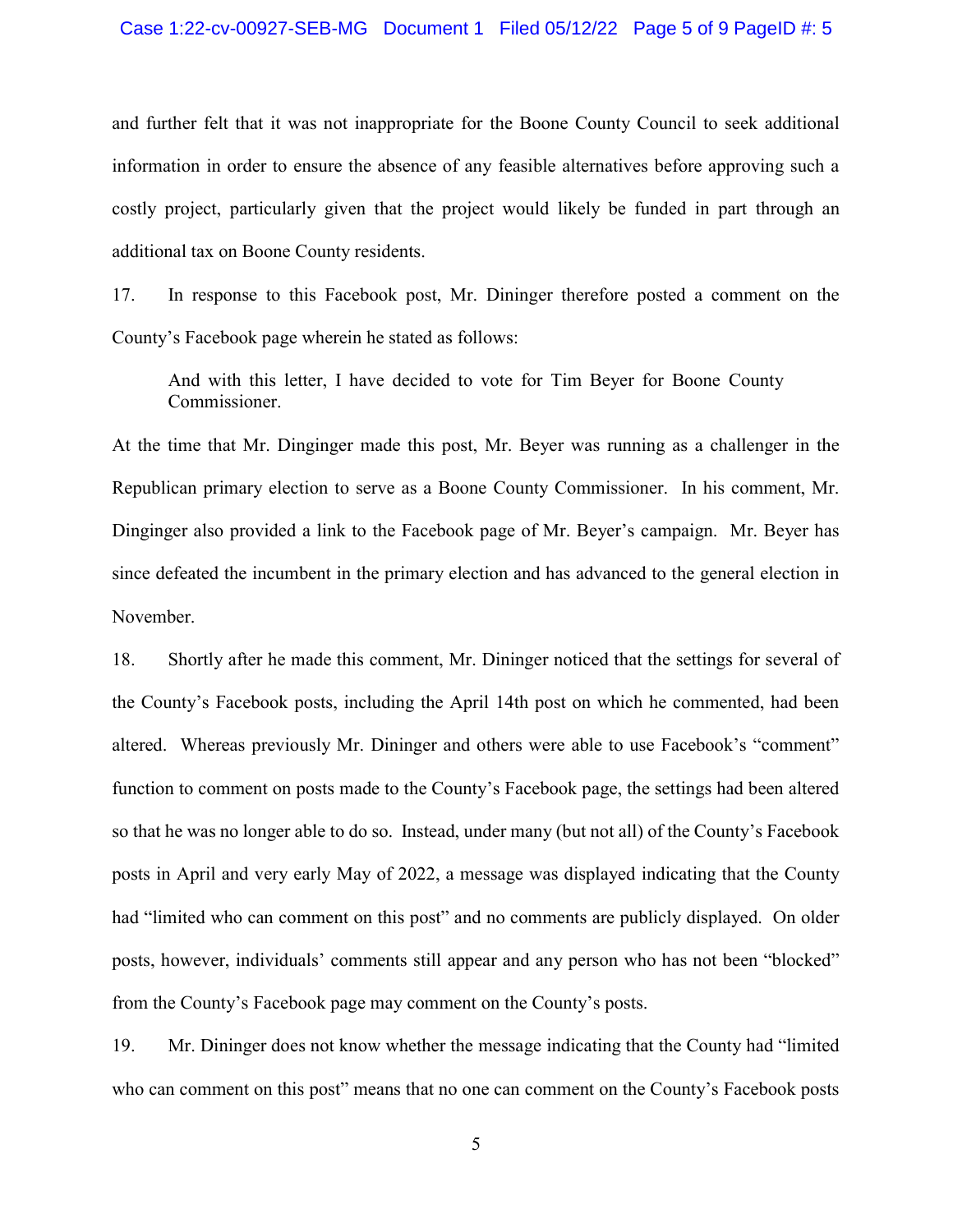and further felt that it was not inappropriate for the Boone County Council to seek additional information in order to ensure the absence of any feasible alternatives before approving such a costly project, particularly given that the project would likely be funded in part through an additional tax on Boone County residents.

17. In response to this Facebook post, Mr. Dininger therefore posted a comment on the County's Facebook page wherein he stated as follows:

> And with this letter, I have decided to vote for Tim Beyer for Boone County Commissioner.

At the time that Mr. Dinginger made this post, Mr. Beyer was running as a challenger in the Republican primary election to serve as a Boone County Commissioner. In his comment, Mr. Dinginger also provided a link to the Facebook page of Mr. Beyer's campaign. Mr. Beyer has since defeated the incumbent in the primary election and has advanced to the general election in November.

18. Shortly after he made this comment, Mr. Dininger noticed that the settings for several of the County's Facebook posts, including the April 14th post on which he commented, had been altered. Whereas previously Mr. Dininger and others were able to use Facebook's "comment" function to comment on posts made to the County's Facebook page, the settings had been altered so that he was no longer able to do so. Instead, under many (but not all) of the County's Facebook posts in April and very early May of 2022, a message was displayed indicating that the County had "limited who can comment on this post" and no comments are publicly displayed. On older posts, however, individuals' comments still appear and any person who has not been "blocked" from the County's Facebook page may comment on the County's posts.

19. Mr. Dininger does not know whether the message indicating that the County had "limited who can comment on this post" means that no one can comment on the County's Facebook posts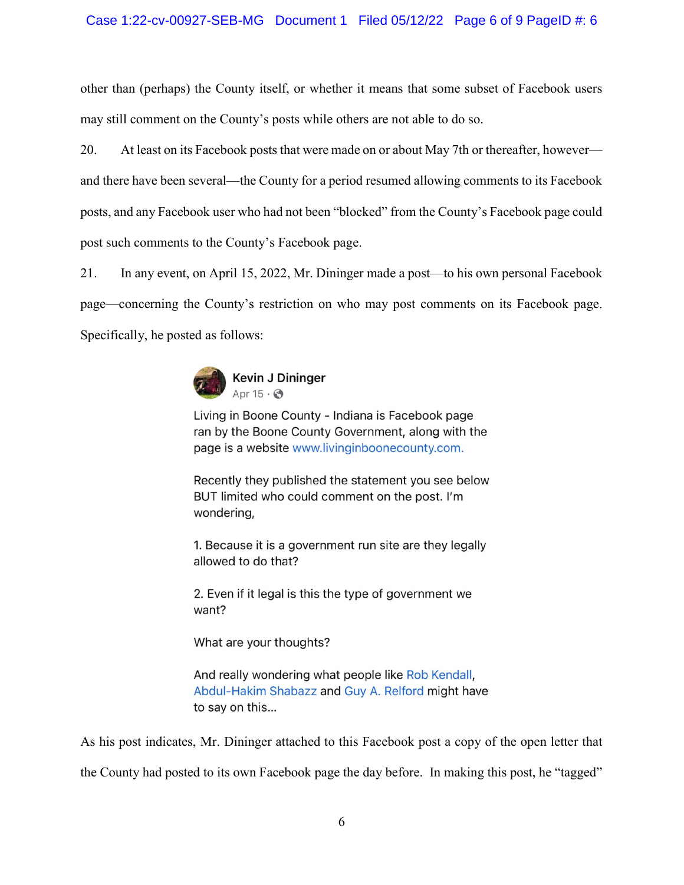other than (perhaps) the County itself, or whether it means that some subset of Facebook users may still comment on the County's posts while others are not able to do so.

20. At least on its Facebook posts that were made on or about May 7th or thereafter, however—and there have been several—the County for a period resumed allowing comments to its Facebook posts, and any Facebook user who had not been "blocked" from the County's Facebook page could post such comments to the County's Facebook page.

21. In any event, on April 15, 2022, Mr. Dininger made a post—to his own personal Facebook page—concerning the County's restriction on who may post comments on its Facebook page. Specifically, he posted as follows:

> **Kevin J Dininger**
> Apr 15 ·
>
> Living in Boone County - Indiana is Facebook page ran by the Boone County Government, along with the page is a website www.livinginboonecounty.com.
>
> Recently they published the statement you see below BUT limited who could comment on the post. I'm wondering,
>
> 1. Because it is a government run site are they legally allowed to do that?
>
> 2. Even if it legal is this the type of government we want?
>
> What are your thoughts?
>
> And really wondering what people like Rob Kendall, Abdul-Hakim Shabazz and Guy A. Relford might have to say on this...

As his post indicates, Mr. Dininger attached to this Facebook post a copy of the open letter that the County had posted to its own Facebook page the day before. In making this post, he "tagged"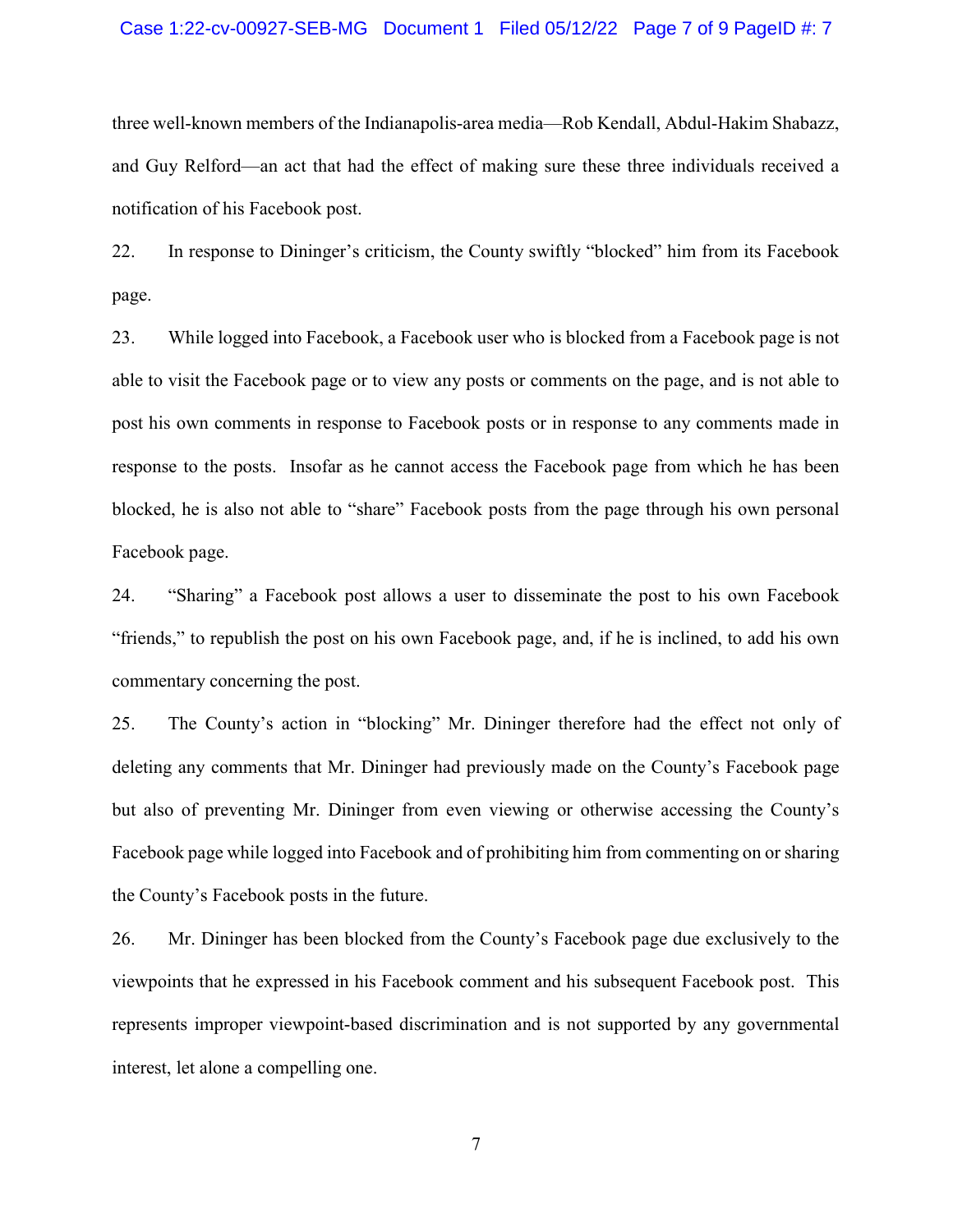three well-known members of the Indianapolis-area media—Rob Kendall, Abdul-Hakim Shabazz, and Guy Relford—an act that had the effect of making sure these three individuals received a notification of his Facebook post.

22. In response to Dininger's criticism, the County swiftly "blocked" him from its Facebook page.

23. While logged into Facebook, a Facebook user who is blocked from a Facebook page is not able to visit the Facebook page or to view any posts or comments on the page, and is not able to post his own comments in response to Facebook posts or in response to any comments made in response to the posts. Insofar as he cannot access the Facebook page from which he has been blocked, he is also not able to "share" Facebook posts from the page through his own personal Facebook page.

24. "Sharing" a Facebook post allows a user to disseminate the post to his own Facebook "friends," to republish the post on his own Facebook page, and, if he is inclined, to add his own commentary concerning the post.

25. The County's action in "blocking" Mr. Dininger therefore had the effect not only of deleting any comments that Mr. Dininger had previously made on the County's Facebook page but also of preventing Mr. Dininger from even viewing or otherwise accessing the County's Facebook page while logged into Facebook and of prohibiting him from commenting on or sharing the County's Facebook posts in the future.

26. Mr. Dininger has been blocked from the County's Facebook page due exclusively to the viewpoints that he expressed in his Facebook comment and his subsequent Facebook post. This represents improper viewpoint-based discrimination and is not supported by any governmental interest, let alone a compelling one.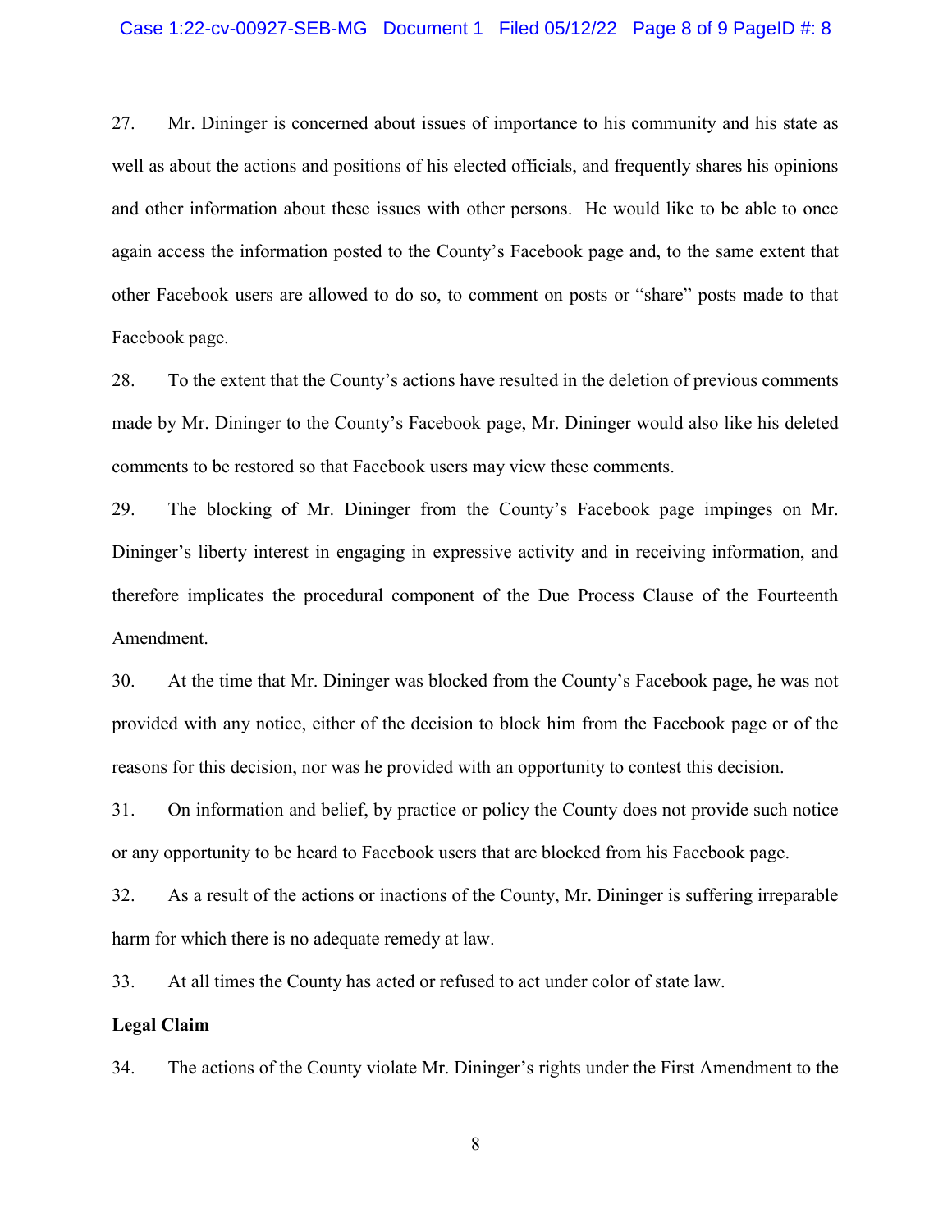27. Mr. Dininger is concerned about issues of importance to his community and his state as well as about the actions and positions of his elected officials, and frequently shares his opinions and other information about these issues with other persons. He would like to be able to once again access the information posted to the County's Facebook page and, to the same extent that other Facebook users are allowed to do so, to comment on posts or "share" posts made to that Facebook page.

28. To the extent that the County's actions have resulted in the deletion of previous comments made by Mr. Dininger to the County's Facebook page, Mr. Dininger would also like his deleted comments to be restored so that Facebook users may view these comments.

29. The blocking of Mr. Dininger from the County's Facebook page impinges on Mr. Dininger's liberty interest in engaging in expressive activity and in receiving information, and therefore implicates the procedural component of the Due Process Clause of the Fourteenth Amendment.

30. At the time that Mr. Dininger was blocked from the County's Facebook page, he was not provided with any notice, either of the decision to block him from the Facebook page or of the reasons for this decision, nor was he provided with an opportunity to contest this decision.

31. On information and belief, by practice or policy the County does not provide such notice or any opportunity to be heard to Facebook users that are blocked from his Facebook page.

32. As a result of the actions or inactions of the County, Mr. Dininger is suffering irreparable harm for which there is no adequate remedy at law.

33. At all times the County has acted or refused to act under color of state law.

**Legal Claim**

34. The actions of the County violate Mr. Dininger's rights under the First Amendment to the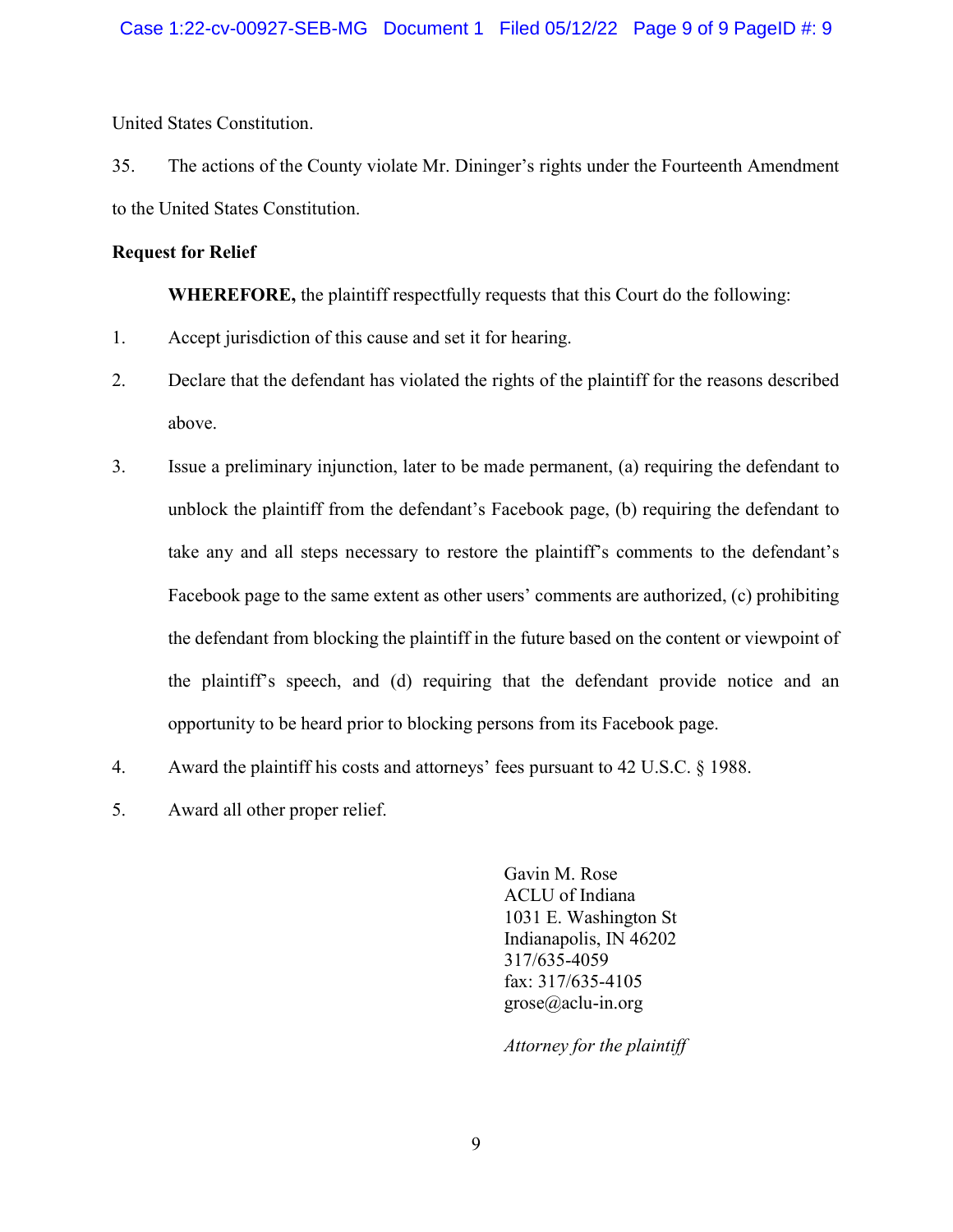United States Constitution.

35. The actions of the County violate Mr. Dininger's rights under the Fourteenth Amendment to the United States Constitution.

**Request for Relief**

**WHEREFORE,** the plaintiff respectfully requests that this Court do the following:

1. Accept jurisdiction of this cause and set it for hearing.
2. Declare that the defendant has violated the rights of the plaintiff for the reasons described above.
3. Issue a preliminary injunction, later to be made permanent, (a) requiring the defendant to unblock the plaintiff from the defendant's Facebook page, (b) requiring the defendant to take any and all steps necessary to restore the plaintiff's comments to the defendant's Facebook page to the same extent as other users' comments are authorized, (c) prohibiting the defendant from blocking the plaintiff in the future based on the content or viewpoint of the plaintiff's speech, and (d) requiring that the defendant provide notice and an opportunity to be heard prior to blocking persons from its Facebook page.
4. Award the plaintiff his costs and attorneys' fees pursuant to 42 U.S.C. § 1988.
5. Award all other proper relief.

Gavin M. Rose
ACLU of Indiana
1031 E. Washington St
Indianapolis, IN 46202
317/635-4059
fax: 317/635-4105
grose@aclu-in.org

*Attorney for the plaintiff*